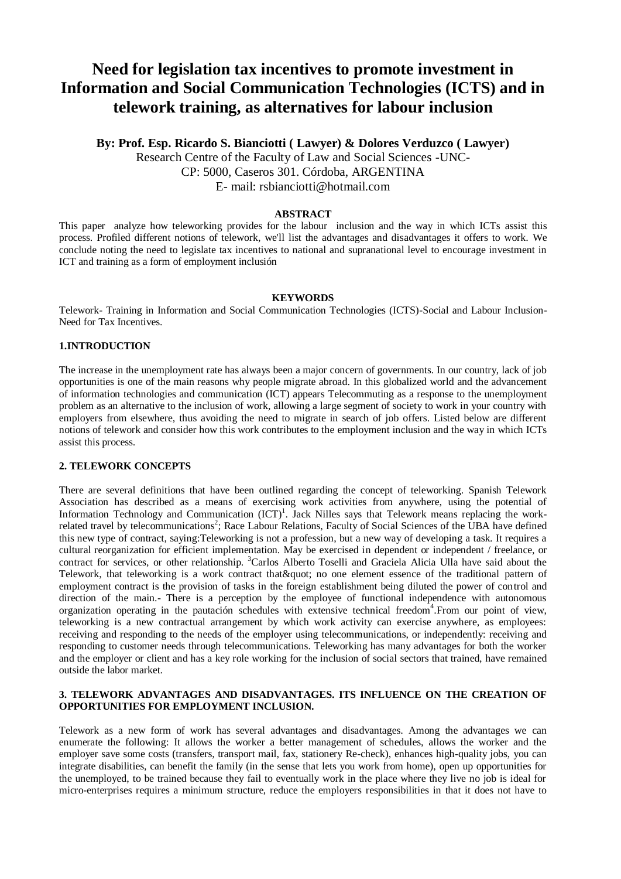# Need for legislation tax incentives to promote investment in Information and Social Communication Technologies (ICTS) and in telework training, as alternatives for labour inclusion

**By: Prof. Esp. Ricardo S. Bianciotti ( Lawyer) & Dolores Verduzco ( Lawyer)**

Research Centre of the Faculty of Law and Social Sciences -UNC-
CP: 5000, Caseros 301. Córdoba, ARGENTINA
E- mail: rsbianciotti@hotmail.com

**ABSTRACT**

This paper analyze how teleworking provides for the labour inclusion and the way in which ICTs assist this process. Profiled different notions of telework, we'll list the advantages and disadvantages it offers to work. We conclude noting the need to legislate tax incentives to national and supranational level to encourage investment in ICT and training as a form of employment inclusión

**KEYWORDS**

Telework- Training in Information and Social Communication Technologies (ICTS)-Social and Labour Inclusion-Need for Tax Incentives.

## 1.INTRODUCTION

The increase in the unemployment rate has always been a major concern of governments. In our country, lack of job opportunities is one of the main reasons why people migrate abroad. In this globalized world and the advancement of information technologies and communication (ICT) appears Telecommuting as a response to the unemployment problem as an alternative to the inclusion of work, allowing a large segment of society to work in your country with employers from elsewhere, thus avoiding the need to migrate in search of job offers. Listed below are different notions of telework and consider how this work contributes to the employment inclusion and the way in which ICTs assist this process.

## 2. TELEWORK CONCEPTS

There are several definitions that have been outlined regarding the concept of teleworking. Spanish Telework Association has described as a means of exercising work activities from anywhere, using the potential of Information Technology and Communication (ICT)[1]. Jack Nilles says that Telework means replacing the work-related travel by telecommunications[2]; Race Labour Relations, Faculty of Social Sciences of the UBA have defined this new type of contract, saying:Teleworking is not a profession, but a new way of developing a task. It requires a cultural reorganization for efficient implementation. May be exercised in dependent or independent / freelance, or contract for services, or other relationship. [3]Carlos Alberto Toselli and Graciela Alicia Ulla have said about the Telework, that teleworking is a work contract that&quot; no one element essence of the traditional pattern of employment contract is the provision of tasks in the foreign establishment being diluted the power of control and direction of the main.- There is a perception by the employee of functional independence with autonomous organization operating in the pautación schedules with extensive technical freedom[4].From our point of view, teleworking is a new contractual arrangement by which work activity can exercise anywhere, as employees: receiving and responding to the needs of the employer using telecommunications, or independently: receiving and responding to customer needs through telecommunications. Teleworking has many advantages for both the worker and the employer or client and has a key role working for the inclusion of social sectors that trained, have remained outside the labor market.

## 3. TELEWORK ADVANTAGES AND DISADVANTAGES. ITS INFLUENCE ON THE CREATION OF OPPORTUNITIES FOR EMPLOYMENT INCLUSION.

Telework as a new form of work has several advantages and disadvantages. Among the advantages we can enumerate the following: It allows the worker a better management of schedules, allows the worker and the employer save some costs (transfers, transport mail, fax, stationery Re-check), enhances high-quality jobs, you can integrate disabilities, can benefit the family (in the sense that lets you work from home), open up opportunities for the unemployed, to be trained because they fail to eventually work in the place where they live no job is ideal for micro-enterprises requires a minimum structure, reduce the employers responsibilities in that it does not have to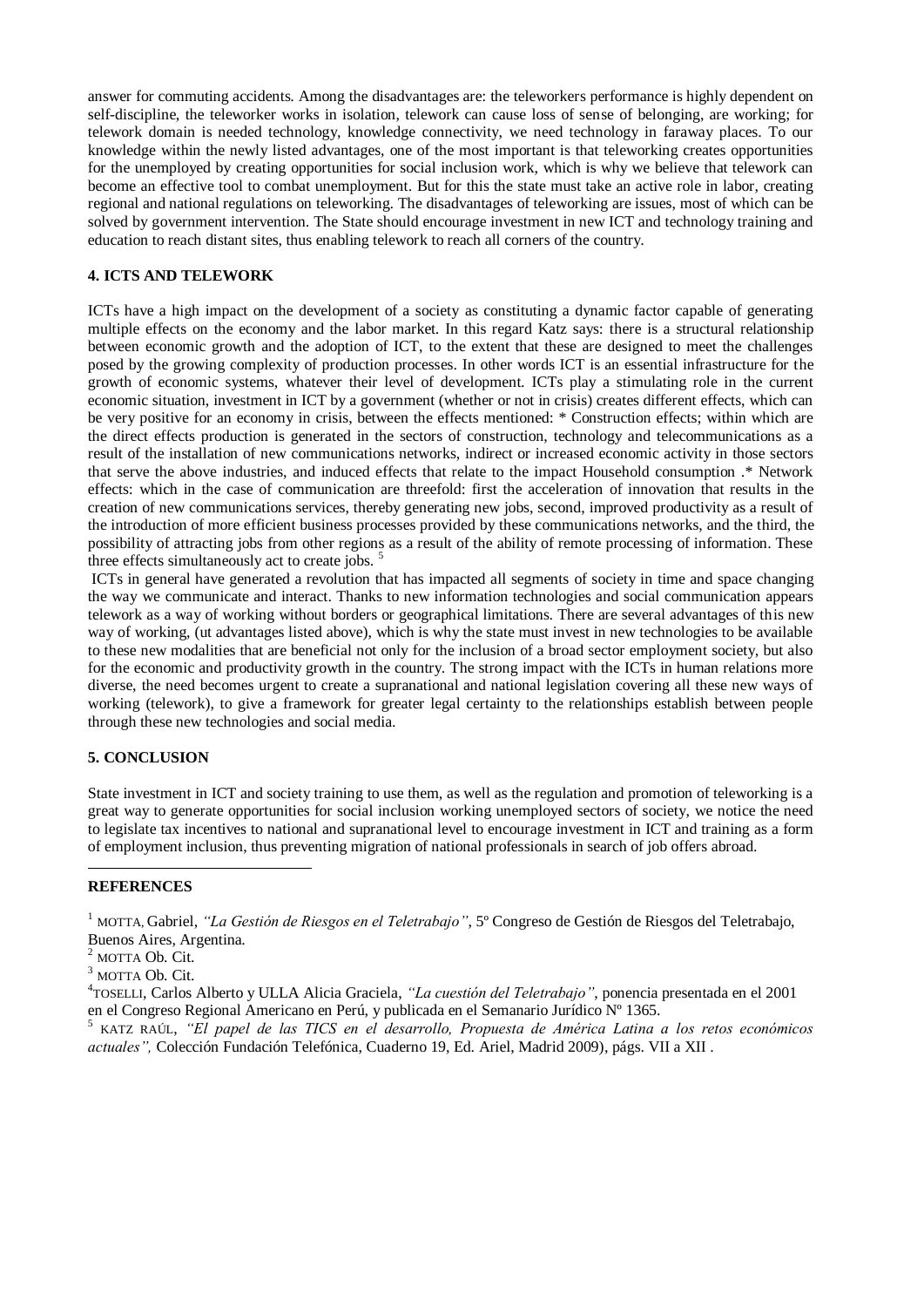answer for commuting accidents. Among the disadvantages are: the teleworkers performance is highly dependent on self-discipline, the teleworker works in isolation, telework can cause loss of sense of belonging, are working; for telework domain is needed technology, knowledge connectivity, we need technology in faraway places. To our knowledge within the newly listed advantages, one of the most important is that teleworking creates opportunities for the unemployed by creating opportunities for social inclusion work, which is why we believe that telework can become an effective tool to combat unemployment. But for this the state must take an active role in labor, creating regional and national regulations on teleworking. The disadvantages of teleworking are issues, most of which can be solved by government intervention. The State should encourage investment in new ICT and technology training and education to reach distant sites, thus enabling telework to reach all corners of the country.

## 4. ICTS AND TELEWORK

ICTs have a high impact on the development of a society as constituting a dynamic factor capable of generating multiple effects on the economy and the labor market. In this regard Katz says: there is a structural relationship between economic growth and the adoption of ICT, to the extent that these are designed to meet the challenges posed by the growing complexity of production processes. In other words ICT is an essential infrastructure for the growth of economic systems, whatever their level of development. ICTs play a stimulating role in the current economic situation, investment in ICT by a government (whether or not in crisis) creates different effects, which can be very positive for an economy in crisis, between the effects mentioned: * Construction effects; within which are the direct effects production is generated in the sectors of construction, technology and telecommunications as a result of the installation of new communications networks, indirect or increased economic activity in those sectors that serve the above industries, and induced effects that relate to the impact Household consumption .* Network effects: which in the case of communication are threefold: first the acceleration of innovation that results in the creation of new communications services, thereby generating new jobs, second, improved productivity as a result of the introduction of more efficient business processes provided by these communications networks, and the third, the possibility of attracting jobs from other regions as a result of the ability of remote processing of information. These three effects simultaneously act to create jobs. [5]

ICTs in general have generated a revolution that has impacted all segments of society in time and space changing the way we communicate and interact. Thanks to new information technologies and social communication appears telework as a way of working without borders or geographical limitations. There are several advantages of this new way of working, (ut advantages listed above), which is why the state must invest in new technologies to be available to these new modalities that are beneficial not only for the inclusion of a broad sector employment society, but also for the economic and productivity growth in the country. The strong impact with the ICTs in human relations more diverse, the need becomes urgent to create a supranational and national legislation covering all these new ways of working (telework), to give a framework for greater legal certainty to the relationships establish between people through these new technologies and social media.

## 5. CONCLUSION

State investment in ICT and society training to use them, as well as the regulation and promotion of teleworking is a great way to generate opportunities for social inclusion working unemployed sectors of society, we notice the need to legislate tax incentives to national and supranational level to encourage investment in ICT and training as a form of employment inclusion, thus preventing migration of national professionals in search of job offers abroad.

## REFERENCES

[1] MOTTA, Gabriel, *"La Gestión de Riesgos en el Teletrabajo"*, 5º Congreso de Gestión de Riesgos del Teletrabajo, Buenos Aires, Argentina.

[2] MOTTA Ob. Cit.

[3] MOTTA Ob. Cit.

[4] TOSELLI, Carlos Alberto y ULLA Alicia Graciela, *"La cuestión del Teletrabajo"*, ponencia presentada en el 2001 en el Congreso Regional Americano en Perú, y publicada en el Semanario Jurídico Nº 1365.

[5] KATZ RAÚL, *"El papel de las TICS en el desarrollo, Propuesta de América Latina a los retos económicos actuales",* Colección Fundación Telefónica, Cuaderno 19, Ed. Ariel, Madrid 2009), págs. VII a XII .